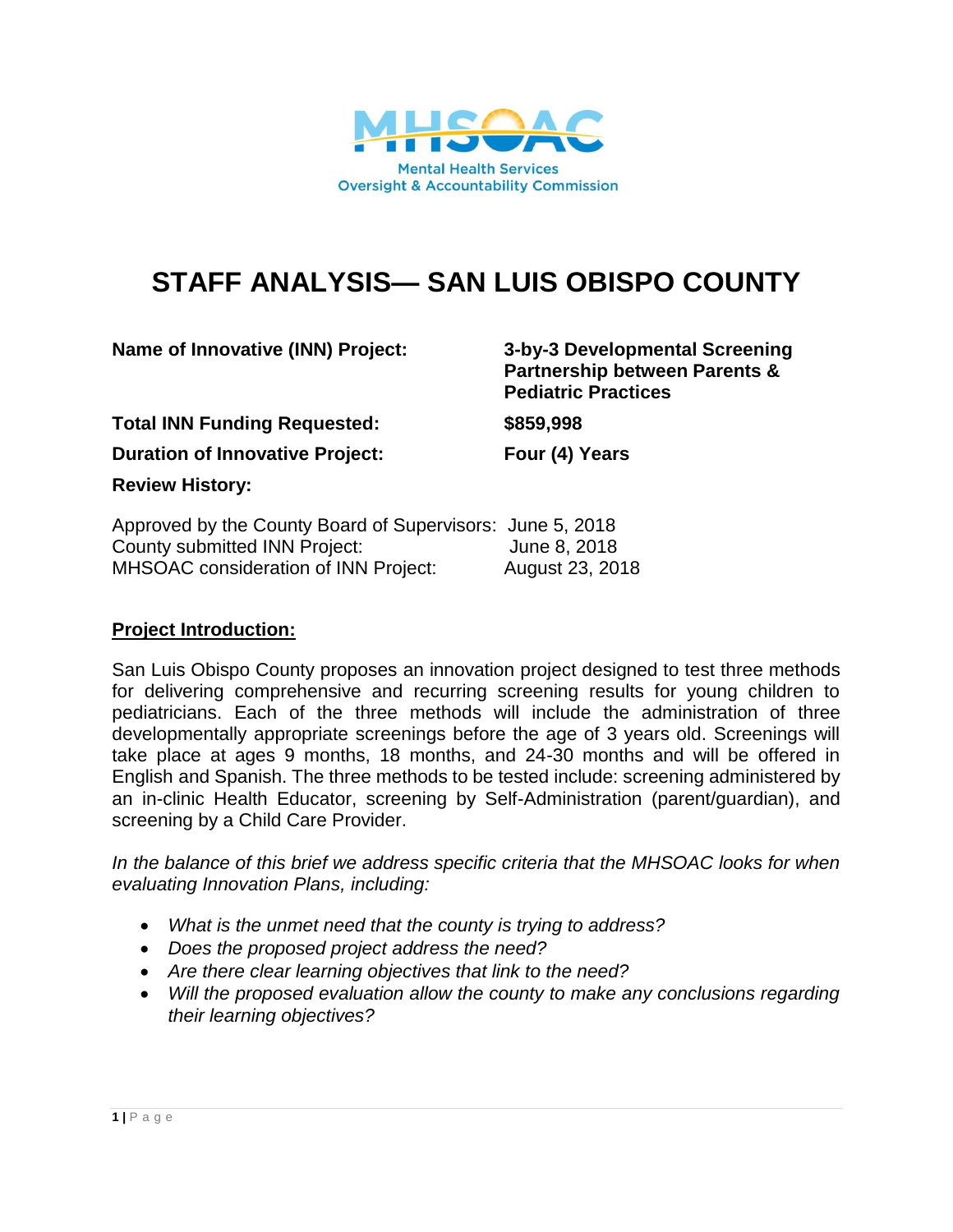Mental Health Services Oversight & Accountability Commission

# STAFF ANALYSIS— SAN LUIS OBISPO COUNTY

**Name of Innovative (INN) Project:** **3-by-3 Developmental Screening Partnership between Parents & Pediatric Practices**

**Total INN Funding Requested:** **$859,998**

**Duration of Innovative Project:** **Four (4) Years**

**Review History:**

Approved by the County Board of Supervisors: June 5, 2018
County submitted INN Project: June 8, 2018
MHSOAC consideration of INN Project: August 23, 2018

## Project Introduction:

San Luis Obispo County proposes an innovation project designed to test three methods for delivering comprehensive and recurring screening results for young children to pediatricians. Each of the three methods will include the administration of three developmentally appropriate screenings before the age of 3 years old. Screenings will take place at ages 9 months, 18 months, and 24-30 months and will be offered in English and Spanish. The three methods to be tested include: screening administered by an in-clinic Health Educator, screening by Self-Administration (parent/guardian), and screening by a Child Care Provider.

*In the balance of this brief we address specific criteria that the MHSOAC looks for when evaluating Innovation Plans, including:*

- *What is the unmet need that the county is trying to address?*
- *Does the proposed project address the need?*
- *Are there clear learning objectives that link to the need?*
- *Will the proposed evaluation allow the county to make any conclusions regarding their learning objectives?*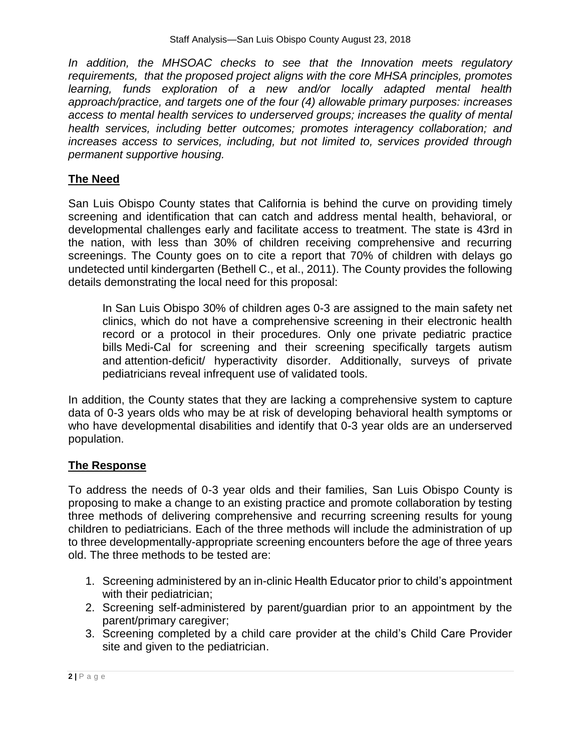*In addition, the MHSOAC checks to see that the Innovation meets regulatory requirements, that the proposed project aligns with the core MHSA principles, promotes learning, funds exploration of a new and/or locally adapted mental health approach/practice, and targets one of the four (4) allowable primary purposes: increases access to mental health services to underserved groups; increases the quality of mental health services, including better outcomes; promotes interagency collaboration; and increases access to services, including, but not limited to, services provided through permanent supportive housing.*

## The Need

San Luis Obispo County states that California is behind the curve on providing timely screening and identification that can catch and address mental health, behavioral, or developmental challenges early and facilitate access to treatment. The state is 43rd in the nation, with less than 30% of children receiving comprehensive and recurring screenings. The County goes on to cite a report that 70% of children with delays go undetected until kindergarten (Bethell C., et al., 2011). The County provides the following details demonstrating the local need for this proposal:

> In San Luis Obispo 30% of children ages 0-3 are assigned to the main safety net clinics, which do not have a comprehensive screening in their electronic health record or a protocol in their procedures. Only one private pediatric practice bills Medi-Cal for screening and their screening specifically targets autism and attention-deficit/ hyperactivity disorder. Additionally, surveys of private pediatricians reveal infrequent use of validated tools.

In addition, the County states that they are lacking a comprehensive system to capture data of 0-3 years olds who may be at risk of developing behavioral health symptoms or who have developmental disabilities and identify that 0-3 year olds are an underserved population.

## The Response

To address the needs of 0-3 year olds and their families, San Luis Obispo County is proposing to make a change to an existing practice and promote collaboration by testing three methods of delivering comprehensive and recurring screening results for young children to pediatricians. Each of the three methods will include the administration of up to three developmentally-appropriate screening encounters before the age of three years old. The three methods to be tested are:

1. Screening administered by an in-clinic Health Educator prior to child's appointment with their pediatrician;
2. Screening self-administered by parent/guardian prior to an appointment by the parent/primary caregiver;
3. Screening completed by a child care provider at the child's Child Care Provider site and given to the pediatrician.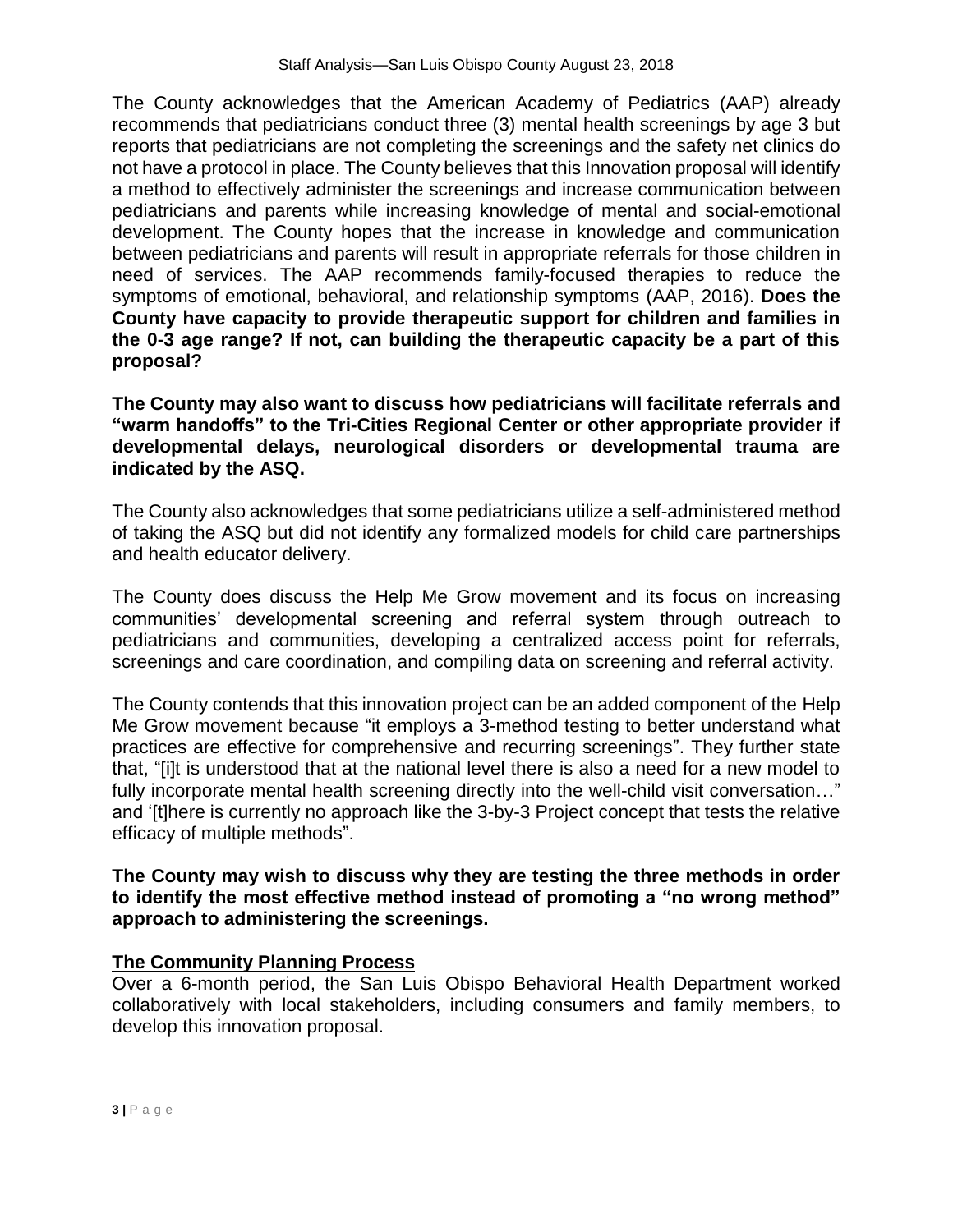The County acknowledges that the American Academy of Pediatrics (AAP) already recommends that pediatricians conduct three (3) mental health screenings by age 3 but reports that pediatricians are not completing the screenings and the safety net clinics do not have a protocol in place. The County believes that this Innovation proposal will identify a method to effectively administer the screenings and increase communication between pediatricians and parents while increasing knowledge of mental and social-emotional development. The County hopes that the increase in knowledge and communication between pediatricians and parents will result in appropriate referrals for those children in need of services. The AAP recommends family-focused therapies to reduce the symptoms of emotional, behavioral, and relationship symptoms (AAP, 2016). **Does the County have capacity to provide therapeutic support for children and families in the 0-3 age range? If not, can building the therapeutic capacity be a part of this proposal?**

**The County may also want to discuss how pediatricians will facilitate referrals and "warm handoffs" to the Tri-Cities Regional Center or other appropriate provider if developmental delays, neurological disorders or developmental trauma are indicated by the ASQ.**

The County also acknowledges that some pediatricians utilize a self-administered method of taking the ASQ but did not identify any formalized models for child care partnerships and health educator delivery.

The County does discuss the Help Me Grow movement and its focus on increasing communities' developmental screening and referral system through outreach to pediatricians and communities, developing a centralized access point for referrals, screenings and care coordination, and compiling data on screening and referral activity.

The County contends that this innovation project can be an added component of the Help Me Grow movement because "it employs a 3-method testing to better understand what practices are effective for comprehensive and recurring screenings". They further state that, "[i]t is understood that at the national level there is also a need for a new model to fully incorporate mental health screening directly into the well-child visit conversation…" and '[t]here is currently no approach like the 3-by-3 Project concept that tests the relative efficacy of multiple methods".

**The County may wish to discuss why they are testing the three methods in order to identify the most effective method instead of promoting a "no wrong method" approach to administering the screenings.**

**The Community Planning Process**

Over a 6-month period, the San Luis Obispo Behavioral Health Department worked collaboratively with local stakeholders, including consumers and family members, to develop this innovation proposal.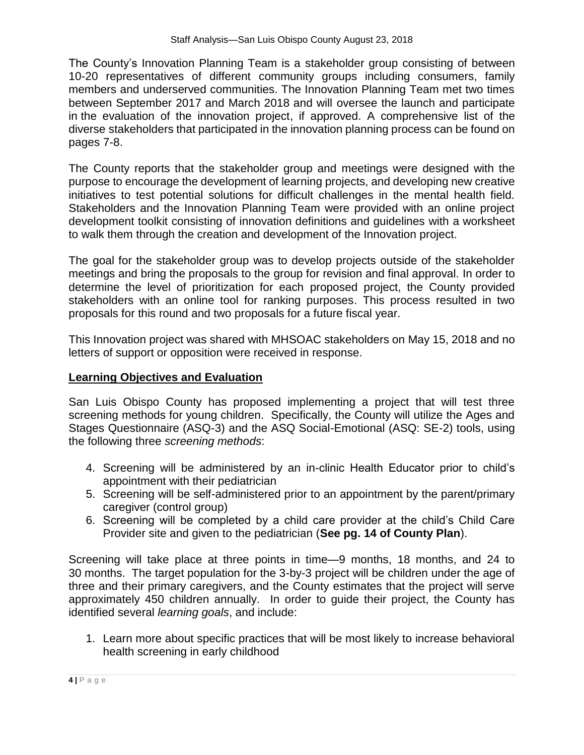The County's Innovation Planning Team is a stakeholder group consisting of between 10-20 representatives of different community groups including consumers, family members and underserved communities. The Innovation Planning Team met two times between September 2017 and March 2018 and will oversee the launch and participate in the evaluation of the innovation project, if approved. A comprehensive list of the diverse stakeholders that participated in the innovation planning process can be found on pages 7-8.

The County reports that the stakeholder group and meetings were designed with the purpose to encourage the development of learning projects, and developing new creative initiatives to test potential solutions for difficult challenges in the mental health field. Stakeholders and the Innovation Planning Team were provided with an online project development toolkit consisting of innovation definitions and guidelines with a worksheet to walk them through the creation and development of the Innovation project.

The goal for the stakeholder group was to develop projects outside of the stakeholder meetings and bring the proposals to the group for revision and final approval. In order to determine the level of prioritization for each proposed project, the County provided stakeholders with an online tool for ranking purposes. This process resulted in two proposals for this round and two proposals for a future fiscal year.

This Innovation project was shared with MHSOAC stakeholders on May 15, 2018 and no letters of support or opposition were received in response.

## Learning Objectives and Evaluation

San Luis Obispo County has proposed implementing a project that will test three screening methods for young children. Specifically, the County will utilize the Ages and Stages Questionnaire (ASQ-3) and the ASQ Social-Emotional (ASQ: SE-2) tools, using the following three *screening methods*:

4. Screening will be administered by an in-clinic Health Educator prior to child's appointment with their pediatrician
5. Screening will be self-administered prior to an appointment by the parent/primary caregiver (control group)
6. Screening will be completed by a child care provider at the child's Child Care Provider site and given to the pediatrician (**See pg. 14 of County Plan**).

Screening will take place at three points in time—9 months, 18 months, and 24 to 30 months. The target population for the 3-by-3 project will be children under the age of three and their primary caregivers, and the County estimates that the project will serve approximately 450 children annually. In order to guide their project, the County has identified several *learning goals*, and include:

1. Learn more about specific practices that will be most likely to increase behavioral health screening in early childhood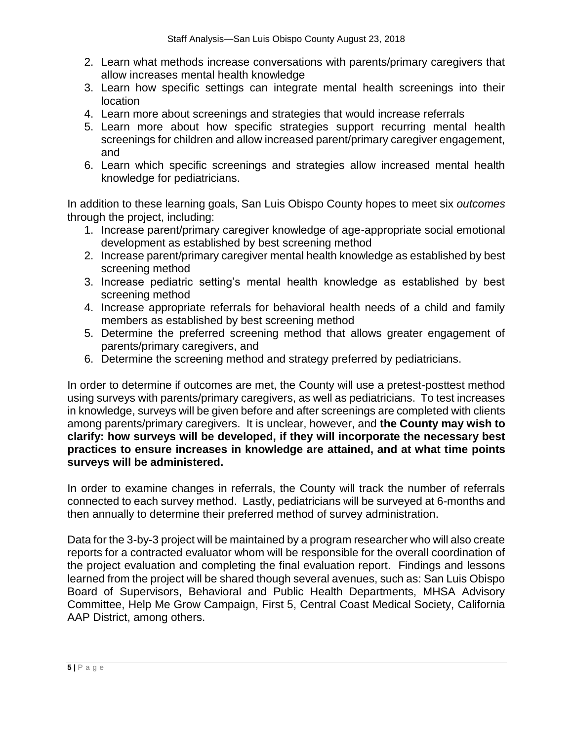2. Learn what methods increase conversations with parents/primary caregivers that allow increases mental health knowledge
3. Learn how specific settings can integrate mental health screenings into their location
4. Learn more about screenings and strategies that would increase referrals
5. Learn more about how specific strategies support recurring mental health screenings for children and allow increased parent/primary caregiver engagement, and
6. Learn which specific screenings and strategies allow increased mental health knowledge for pediatricians.

In addition to these learning goals, San Luis Obispo County hopes to meet six *outcomes* through the project, including:

1. Increase parent/primary caregiver knowledge of age-appropriate social emotional development as established by best screening method
2. Increase parent/primary caregiver mental health knowledge as established by best screening method
3. Increase pediatric setting's mental health knowledge as established by best screening method
4. Increase appropriate referrals for behavioral health needs of a child and family members as established by best screening method
5. Determine the preferred screening method that allows greater engagement of parents/primary caregivers, and
6. Determine the screening method and strategy preferred by pediatricians.

In order to determine if outcomes are met, the County will use a pretest-posttest method using surveys with parents/primary caregivers, as well as pediatricians. To test increases in knowledge, surveys will be given before and after screenings are completed with clients among parents/primary caregivers. It is unclear, however, and **the County may wish to clarify: how surveys will be developed, if they will incorporate the necessary best practices to ensure increases in knowledge are attained, and at what time points surveys will be administered.**

In order to examine changes in referrals, the County will track the number of referrals connected to each survey method. Lastly, pediatricians will be surveyed at 6-months and then annually to determine their preferred method of survey administration.

Data for the 3-by-3 project will be maintained by a program researcher who will also create reports for a contracted evaluator whom will be responsible for the overall coordination of the project evaluation and completing the final evaluation report. Findings and lessons learned from the project will be shared though several avenues, such as: San Luis Obispo Board of Supervisors, Behavioral and Public Health Departments, MHSA Advisory Committee, Help Me Grow Campaign, First 5, Central Coast Medical Society, California AAP District, among others.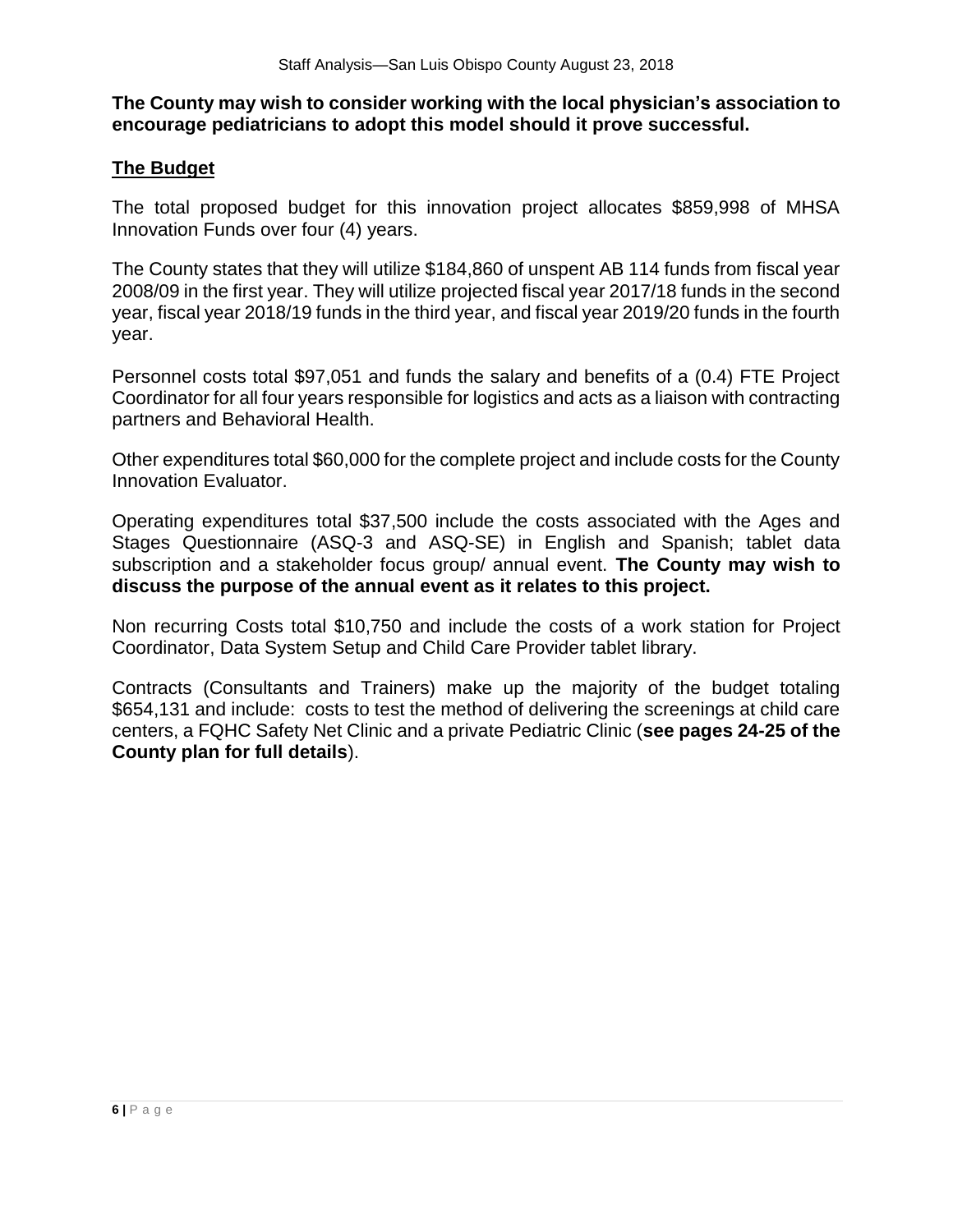**The County may wish to consider working with the local physician's association to encourage pediatricians to adopt this model should it prove successful.**

## The Budget

The total proposed budget for this innovation project allocates $859,998 of MHSA Innovation Funds over four (4) years.

The County states that they will utilize $184,860 of unspent AB 114 funds from fiscal year 2008/09 in the first year. They will utilize projected fiscal year 2017/18 funds in the second year, fiscal year 2018/19 funds in the third year, and fiscal year 2019/20 funds in the fourth year.

Personnel costs total $97,051 and funds the salary and benefits of a (0.4) FTE Project Coordinator for all four years responsible for logistics and acts as a liaison with contracting partners and Behavioral Health.

Other expenditures total $60,000 for the complete project and include costs for the County Innovation Evaluator.

Operating expenditures total $37,500 include the costs associated with the Ages and Stages Questionnaire (ASQ-3 and ASQ-SE) in English and Spanish; tablet data subscription and a stakeholder focus group/ annual event. **The County may wish to discuss the purpose of the annual event as it relates to this project.**

Non recurring Costs total $10,750 and include the costs of a work station for Project Coordinator, Data System Setup and Child Care Provider tablet library.

Contracts (Consultants and Trainers) make up the majority of the budget totaling $654,131 and include: costs to test the method of delivering the screenings at child care centers, a FQHC Safety Net Clinic and a private Pediatric Clinic (**see pages 24-25 of the County plan for full details**).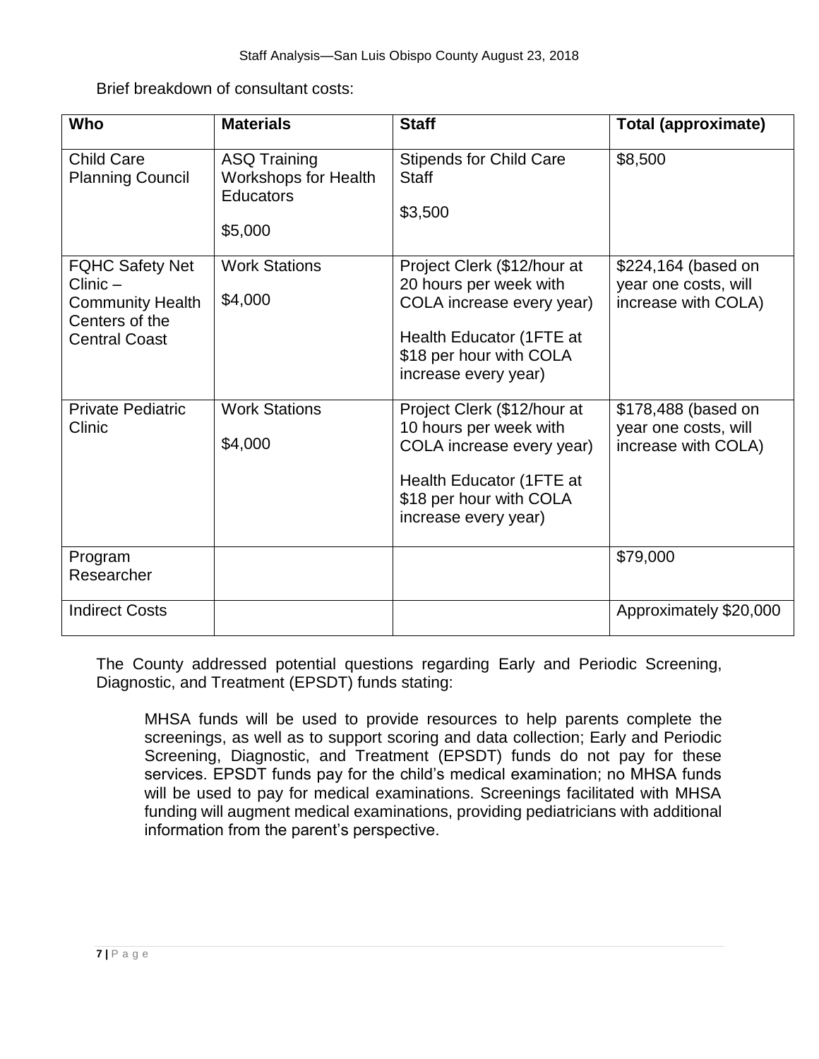Brief breakdown of consultant costs:

| Who | Materials | Staff | Total (approximate) |
|---|---|---|---|
| Child Care Planning Council | ASQ Training Workshops for Health Educators<br><br>$5,000 | Stipends for Child Care Staff<br><br>$3,500 | $8,500 |
| FQHC Safety Net Clinic – Community Health Centers of the Central Coast | Work Stations<br><br>$4,000 | Project Clerk ($12/hour at 20 hours per week with COLA increase every year)<br><br>Health Educator (1FTE at $18 per hour with COLA increase every year) | $224,164 (based on year one costs, will increase with COLA) |
| Private Pediatric Clinic | Work Stations<br><br>$4,000 | Project Clerk ($12/hour at 10 hours per week with COLA increase every year)<br><br>Health Educator (1FTE at $18 per hour with COLA increase every year) | $178,488 (based on year one costs, will increase with COLA) |
| Program Researcher | | | $79,000 |
| Indirect Costs | | | Approximately $20,000 |

The County addressed potential questions regarding Early and Periodic Screening, Diagnostic, and Treatment (EPSDT) funds stating:

> MHSA funds will be used to provide resources to help parents complete the screenings, as well as to support scoring and data collection; Early and Periodic Screening, Diagnostic, and Treatment (EPSDT) funds do not pay for these services. EPSDT funds pay for the child's medical examination; no MHSA funds will be used to pay for medical examinations. Screenings facilitated with MHSA funding will augment medical examinations, providing pediatricians with additional information from the parent's perspective.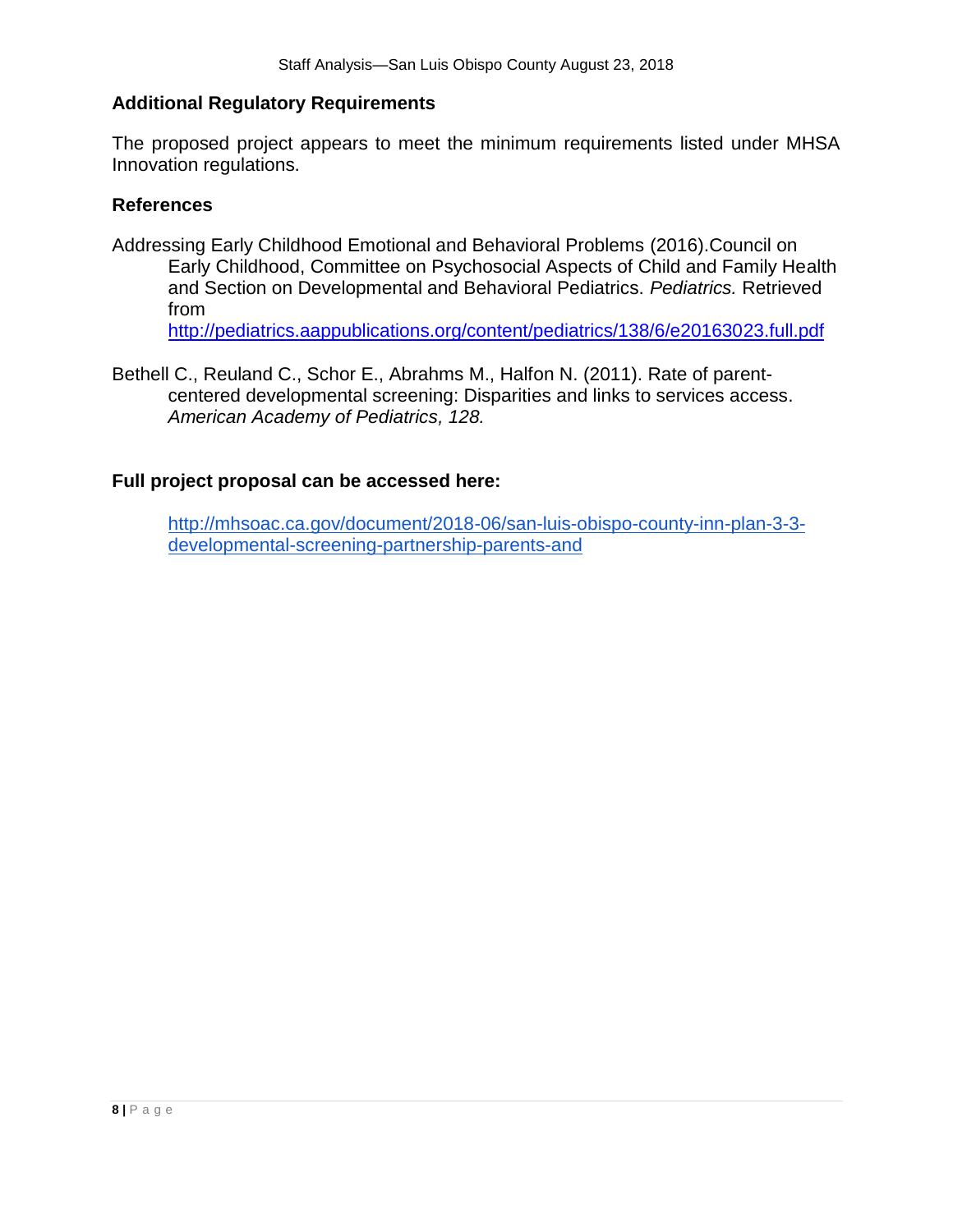### Additional Regulatory Requirements

The proposed project appears to meet the minimum requirements listed under MHSA Innovation regulations.

### References

Addressing Early Childhood Emotional and Behavioral Problems (2016).Council on Early Childhood, Committee on Psychosocial Aspects of Child and Family Health and Section on Developmental and Behavioral Pediatrics. *Pediatrics.* Retrieved from http://pediatrics.aappublications.org/content/pediatrics/138/6/e20163023.full.pdf

Bethell C., Reuland C., Schor E., Abrahms M., Halfon N. (2011). Rate of parent-centered developmental screening: Disparities and links to services access. *American Academy of Pediatrics, 128.*

### Full project proposal can be accessed here:

http://mhsoac.ca.gov/document/2018-06/san-luis-obispo-county-inn-plan-3-3-developmental-screening-partnership-parents-and